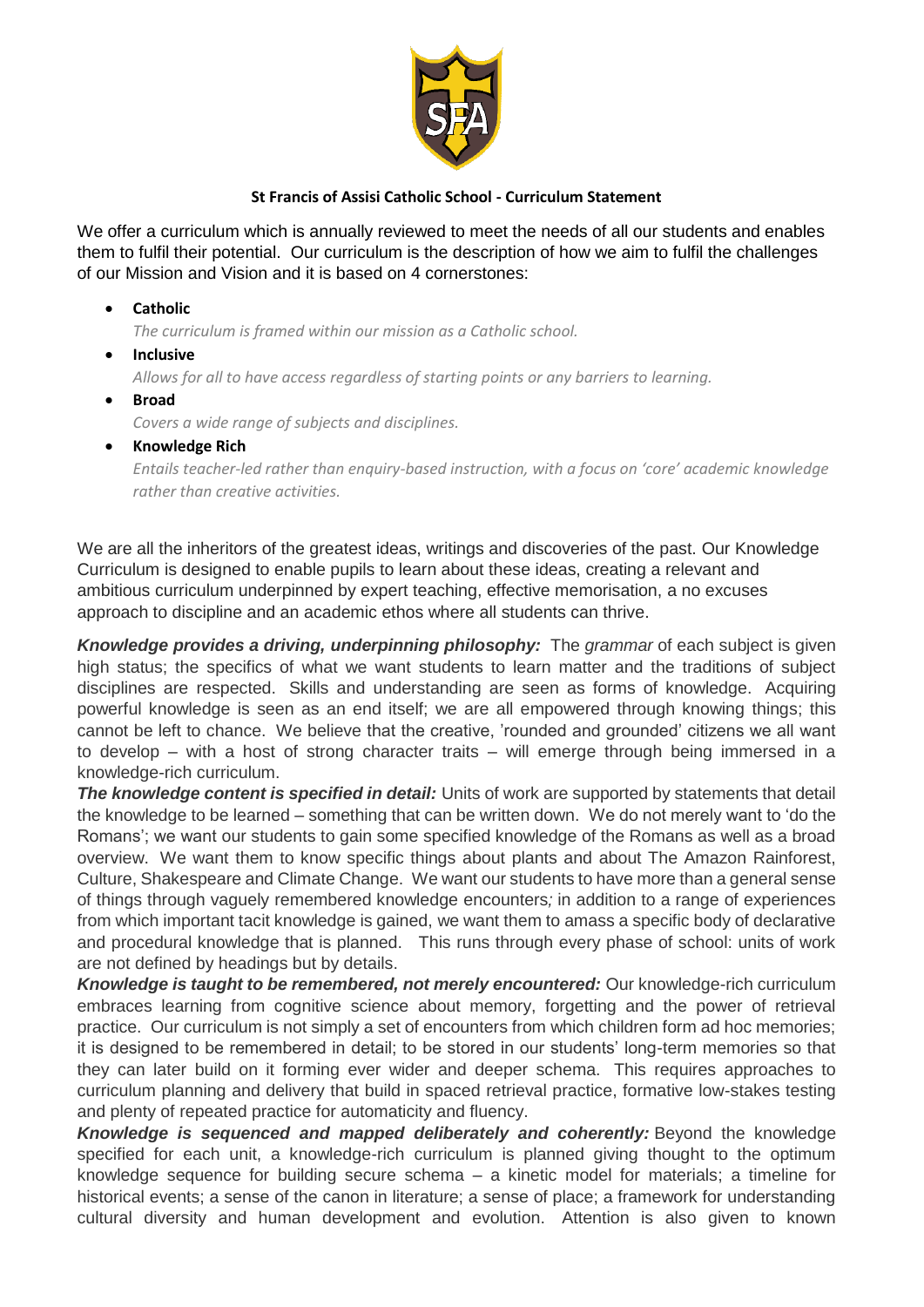# St Francis of Assisi Catholic School - Curriculum Statement

We offer a curriculum which is annually reviewed to meet the needs of all our students and enables them to fulfil their potential. Our curriculum is the description of how we aim to fulfil the challenges of our Mission and Vision and it is based on 4 cornerstones:

- **Catholic**
  *The curriculum is framed within our mission as a Catholic school.*
- **Inclusive**
  *Allows for all to have access regardless of starting points or any barriers to learning.*
- **Broad**
  *Covers a wide range of subjects and disciplines.*
- **Knowledge Rich**
  *Entails teacher-led rather than enquiry-based instruction, with a focus on 'core' academic knowledge rather than creative activities.*

We are all the inheritors of the greatest ideas, writings and discoveries of the past. Our Knowledge Curriculum is designed to enable pupils to learn about these ideas, creating a relevant and ambitious curriculum underpinned by expert teaching, effective memorisation, a no excuses approach to discipline and an academic ethos where all students can thrive.

***Knowledge provides a driving, underpinning philosophy:*** The *grammar* of each subject is given high status; the specifics of what we want students to learn matter and the traditions of subject disciplines are respected. Skills and understanding are seen as forms of knowledge. Acquiring powerful knowledge is seen as an end itself; we are all empowered through knowing things; this cannot be left to chance. We believe that the creative, 'rounded and grounded' citizens we all want to develop – with a host of strong character traits – will emerge through being immersed in a knowledge-rich curriculum.

***The knowledge content is specified in detail:*** Units of work are supported by statements that detail the knowledge to be learned – something that can be written down. We do not merely want to 'do the Romans'; we want our students to gain some specified knowledge of the Romans as well as a broad overview. We want them to know specific things about plants and about The Amazon Rainforest, Culture, Shakespeare and Climate Change. We want our students to have more than a general sense of things through vaguely remembered knowledge encounters*;* in addition to a range of experiences from which important tacit knowledge is gained, we want them to amass a specific body of declarative and procedural knowledge that is planned. This runs through every phase of school: units of work are not defined by headings but by details.

***Knowledge is taught to be remembered, not merely encountered:*** Our knowledge-rich curriculum embraces learning from cognitive science about memory, forgetting and the power of retrieval practice. Our curriculum is not simply a set of encounters from which children form ad hoc memories; it is designed to be remembered in detail; to be stored in our students' long-term memories so that they can later build on it forming ever wider and deeper schema. This requires approaches to curriculum planning and delivery that build in spaced retrieval practice, formative low-stakes testing and plenty of repeated practice for automaticity and fluency.

***Knowledge is sequenced and mapped deliberately and coherently:*** Beyond the knowledge specified for each unit, a knowledge-rich curriculum is planned giving thought to the optimum knowledge sequence for building secure schema – a kinetic model for materials; a timeline for historical events; a sense of the canon in literature; a sense of place; a framework for understanding cultural diversity and human development and evolution. Attention is also given to known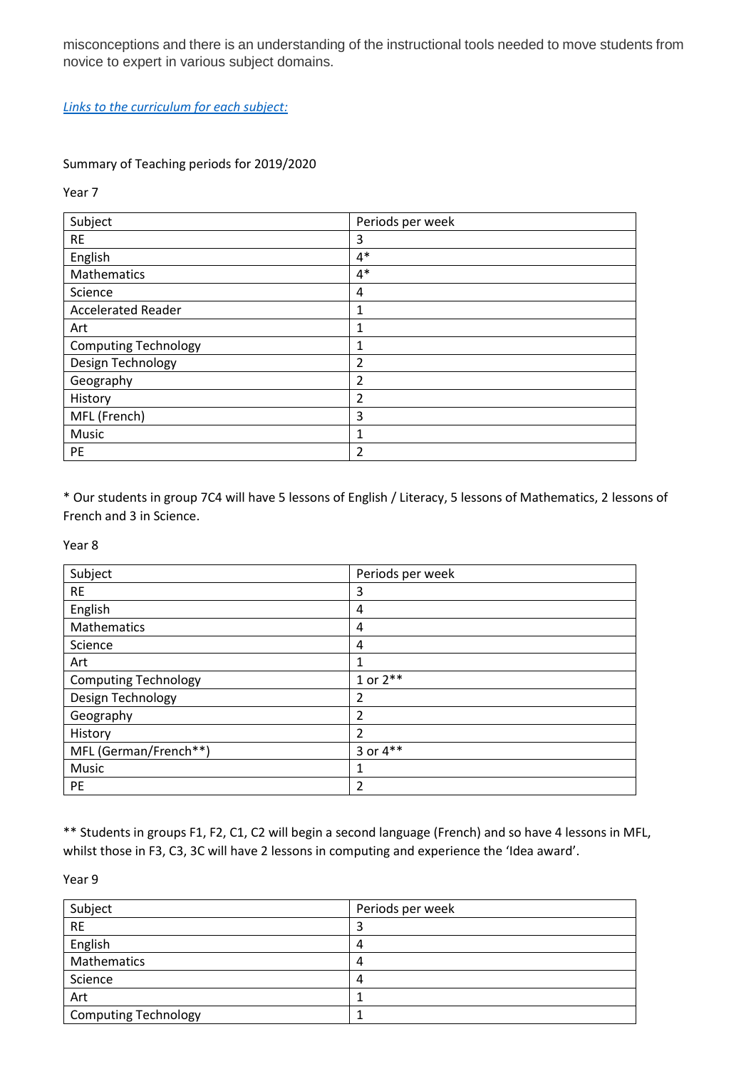misconceptions and there is an understanding of the instructional tools needed to move students from novice to expert in various subject domains.

*Links to the curriculum for each subject:*

Summary of Teaching periods for 2019/2020

Year 7

| Subject | Periods per week |
|---|---|
| RE | 3 |
| English | 4* |
| Mathematics | 4* |
| Science | 4 |
| Accelerated Reader | 1 |
| Art | 1 |
| Computing Technology | 1 |
| Design Technology | 2 |
| Geography | 2 |
| History | 2 |
| MFL (French) | 3 |
| Music | 1 |
| PE | 2 |

* Our students in group 7C4 will have 5 lessons of English / Literacy, 5 lessons of Mathematics, 2 lessons of French and 3 in Science.

Year 8

| Subject | Periods per week |
|---|---|
| RE | 3 |
| English | 4 |
| Mathematics | 4 |
| Science | 4 |
| Art | 1 |
| Computing Technology | 1 or 2** |
| Design Technology | 2 |
| Geography | 2 |
| History | 2 |
| MFL (German/French**) | 3 or 4** |
| Music | 1 |
| PE | 2 |

** Students in groups F1, F2, C1, C2 will begin a second language (French) and so have 4 lessons in MFL, whilst those in F3, C3, 3C will have 2 lessons in computing and experience the 'Idea award'.

Year 9

| Subject | Periods per week |
|---|---|
| RE | 3 |
| English | 4 |
| Mathematics | 4 |
| Science | 4 |
| Art | 1 |
| Computing Technology | 1 |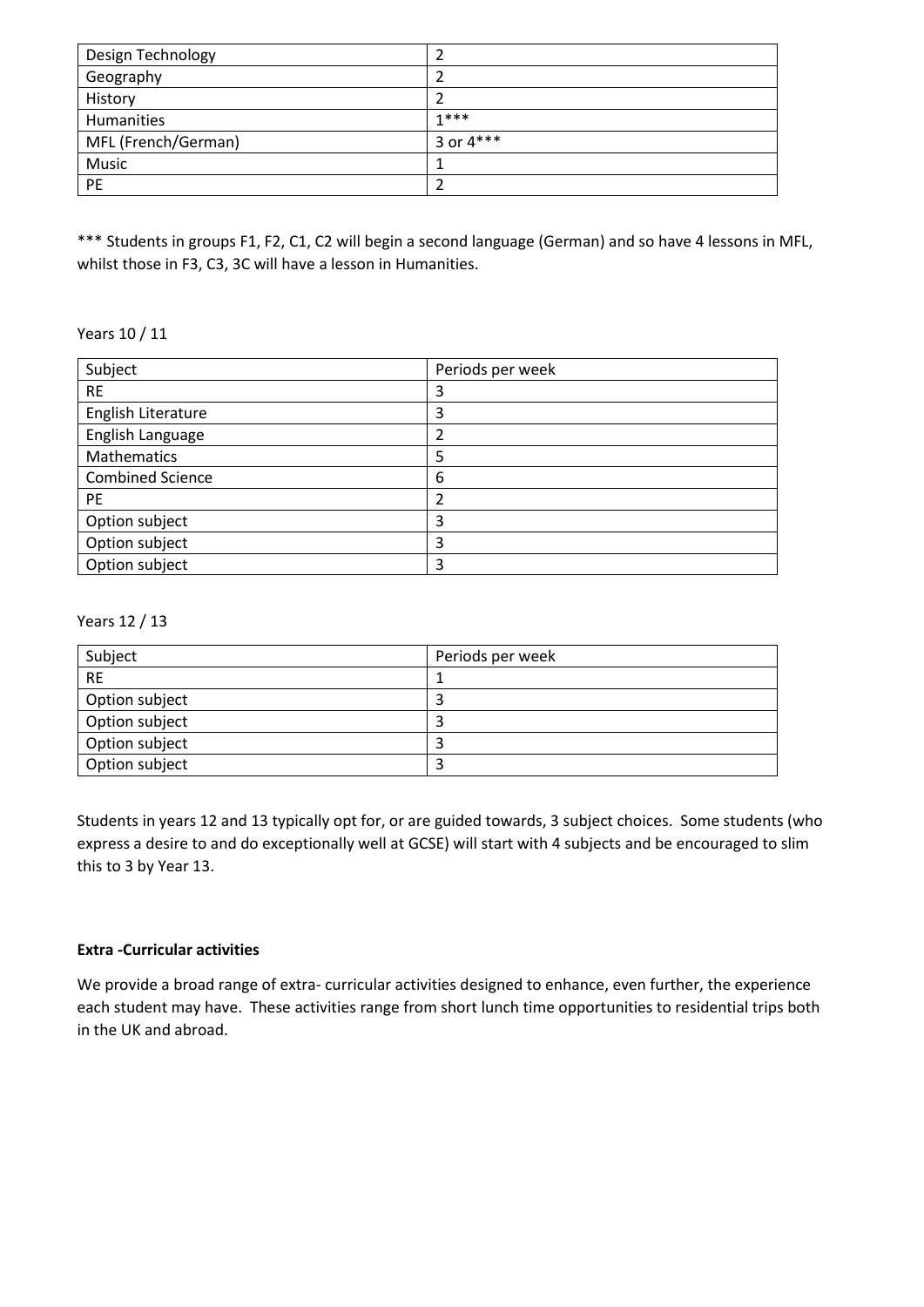| | |
|---|---|
| Design Technology | 2 |
| Geography | 2 |
| History | 2 |
| Humanities | 1*** |
| MFL (French/German) | 3 or 4*** |
| Music | 1 |
| PE | 2 |

*** Students in groups F1, F2, C1, C2 will begin a second language (German) and so have 4 lessons in MFL, whilst those in F3, C3, 3C will have a lesson in Humanities.

Years 10 / 11

| Subject | Periods per week |
|---|---|
| RE | 3 |
| English Literature | 3 |
| English Language | 2 |
| Mathematics | 5 |
| Combined Science | 6 |
| PE | 2 |
| Option subject | 3 |
| Option subject | 3 |
| Option subject | 3 |

Years 12 / 13

| Subject | Periods per week |
|---|---|
| RE | 1 |
| Option subject | 3 |
| Option subject | 3 |
| Option subject | 3 |
| Option subject | 3 |

Students in years 12 and 13 typically opt for, or are guided towards, 3 subject choices. Some students (who express a desire to and do exceptionally well at GCSE) will start with 4 subjects and be encouraged to slim this to 3 by Year 13.

**Extra -Curricular activities**

We provide a broad range of extra- curricular activities designed to enhance, even further, the experience each student may have. These activities range from short lunch time opportunities to residential trips both in the UK and abroad.